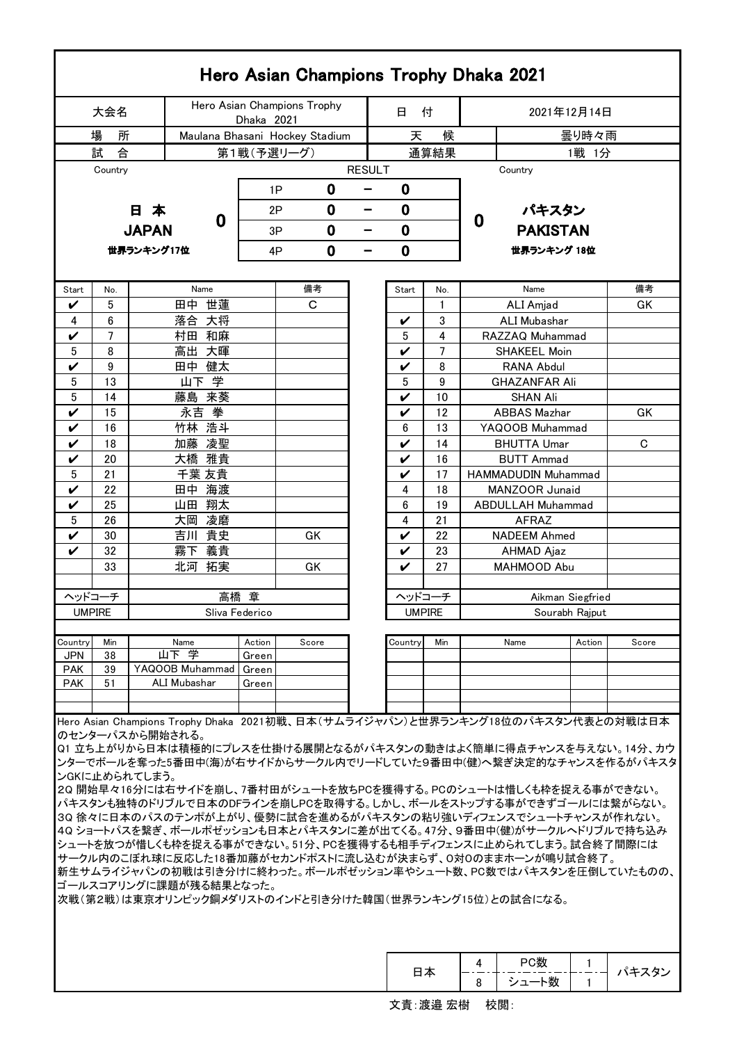# Hero Asian Champions Trophy Dhaka 2021

| 大会名 | Hero Asian Champions Trophy Dhaka 2021 | 日　付 | 2021年12月14日 |
|---|---|---|---|
| 場　所 | Maulana Bhasani Hockey Stadium | 天　候 | 曇り時々雨 |
| 試　合 | 第1戦(予選リーグ) | 通算結果 | 1戦　1分 |

| Country | | | RESULT | | | Country |
|---|---|---|---|---|---|---|
| 日 本 JAPAN 世界ランキング17位 | 0 | 1P | 0 | － | 0 | 0 | パキスタン PAKISTAN 世界ランキング 18位 |
| | | 2P | 0 | － | 0 | | |
| | | 3P | 0 | － | 0 | | |
| | | 4P | 0 | － | 0 | | |

| Start | No. | Name | 備考 | Start | No. | Name | 備考 |
|---|---|---|---|---|---|---|---|
| ✔ | 5 | 田中 世蓮 | C | | 1 | ALI Amjad | GK |
| 4 | 6 | 落合 大将 | | ✔ | 3 | ALI Mubashar | |
| ✔ | 7 | 村田 和麻 | | 5 | 4 | RAZZAQ Muhammad | |
| 5 | 8 | 高出 大暉 | | ✔ | 7 | SHAKEEL Moin | |
| ✔ | 9 | 田中 健太 | | ✔ | 8 | RANA Abdul | |
| 5 | 13 | 山下 学 | | 5 | 9 | GHAZANFAR Ali | |
| 5 | 14 | 藤島 来葵 | | ✔ | 10 | SHAN Ali | |
| ✔ | 15 | 永吉 拳 | | ✔ | 12 | ABBAS Mazhar | GK |
| ✔ | 16 | 竹林 浩斗 | | 6 | 13 | YAQOOB Muhammad | |
| ✔ | 18 | 加藤 凌聖 | | ✔ | 14 | BHUTTA Umar | C |
| ✔ | 20 | 大橋 雅貴 | | ✔ | 16 | BUTT Ammad | |
| 5 | 21 | 千葉 友貴 | | ✔ | 17 | HAMMADUDIN Muhammad | |
| ✔ | 22 | 田中 海渡 | | 4 | 18 | MANZOOR Junaid | |
| ✔ | 25 | 山田 翔太 | | 6 | 19 | ABDULLAH Muhammad | |
| 5 | 26 | 大岡 凌磨 | | 4 | 21 | AFRAZ | |
| ✔ | 30 | 吉川 貴史 | GK | ✔ | 22 | NADEEM Ahmed | |
| ✔ | 32 | 霧下 義貴 | | ✔ | 23 | AHMAD Ajaz | |
| | 33 | 北河 拓実 | GK | ✔ | 27 | MAHMOOD Abu | |
| ヘッドコーチ | | 高橋 章 | | ヘッドコーチ | | Aikman Siegfried | |
| UMPIRE | | Sliva Federico | | UMPIRE | | Sourabh Rajput | |

| Country | Min | Name | Action | Score | Country | Min | Name | Action | Score |
|---|---|---|---|---|---|---|---|---|---|
| JPN | 38 | 山下 学 | Green | | | | | | |
| PAK | 39 | YAQOOB Muhammad | Green | | | | | | |
| PAK | 51 | ALI Mubashar | Green | | | | | | |

Hero Asian Champions Trophy Dhaka 2021初戦、日本(サムライジャパン)と世界ランキング18位のパキスタン代表との対戦は日本のセンターパスから開始される。

Q1 立ち上がりから日本は積極的にプレスを仕掛ける展開となるがパキスタンの動きはよく簡単に得点チャンスを与えない。14分、カウンターでボールを奪った5番田中(海)が右サイドからサークル内でリードしていた9番田中(健)へ繋ぎ決定的なチャンスを作るがパキスタンGKに止められてしまう。

2Q 開始早々16分には右サイドを崩し、7番村田がシュートを放ちPCを獲得する。PCのシュートは惜しくも枠を捉える事ができない。パキスタンも独特のドリブルで日本のDFラインを崩しPCを取得する。しかし、ボールをストップする事ができずゴールには繋がらない。

3Q 徐々に日本のパスのテンポが上がり、優勢に試合を進めるがパキスタンの粘り強いディフェンスでシュートチャンスが作れない。

4Q ショートパスを繋ぎ、ボールポゼッションも日本とパキスタンに差が出てくる。47分、9番田中(健)がサークルへドリブルで持ち込みシュートを放つが惜しくも枠を捉える事ができない。51分、PCを獲得するも相手ディフェンスに止められてしまう。試合終了間際にはサークル内のこぼれ球に反応した18番加藤がセカンドポストに流し込むが決まらず、0対0のままホーンが鳴り試合終了。

新生サムライジャパンの初戦は引き分けに終わった。ボールポゼッション率やシュート数、PC数ではパキスタンを圧倒していたものの、ゴールスコアリングに課題が残る結果となった。

次戦(第2戦)は東京オリンピック銅メダリストのインドと引き分けた韓国(世界ランキング15位)との試合になる。

| 日本 | 日本 | | パキスタン | パキスタン |
|---|---|---|---|---|
| 日本 | 4 | PC数 | 1 | パキスタン |
| | 8 | シュート数 | 1 | |

文責:渡邉 宏樹　校閲: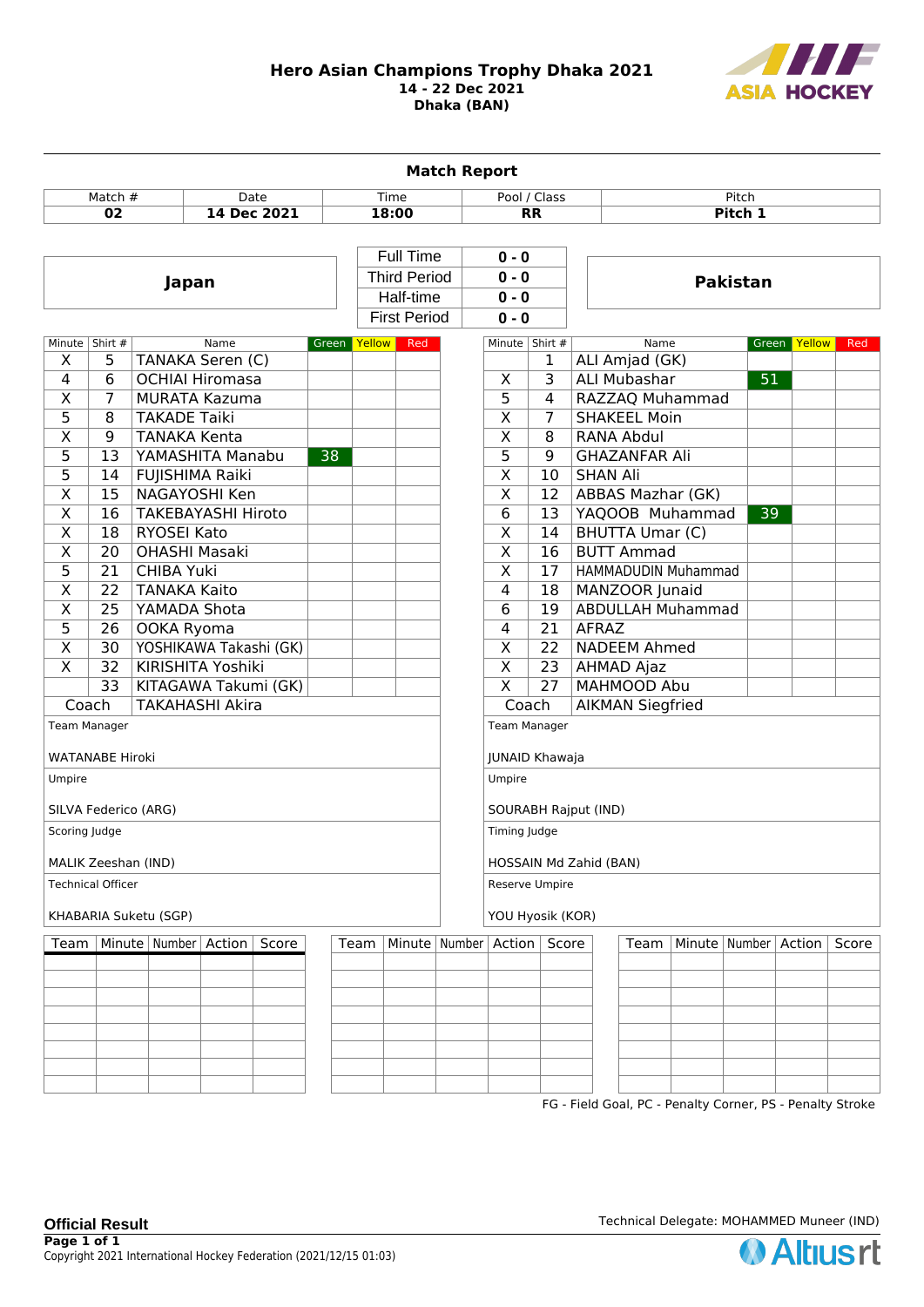# Hero Asian Champions Trophy Dhaka 2021

**14 - 22 Dec 2021**

**Dhaka (BAN)**

## Match Report

| Match # | Date | Time | Pool / Class | Pitch |
|---|---|---|---|---|
| **02** | **14 Dec 2021** | **18:00** | **RR** | **Pitch 1** |

| Japan | | | Pakistan |
|---|---|---|---|
| | Full Time | 0 - 0 | |
| | Third Period | 0 - 0 | |
| | Half-time | 0 - 0 | |
| | First Period | 0 - 0 | |

**Japan**

| Minute | Shirt # | Name | Green | Yellow | Red |
|---|---|---|---|---|---|
| X | 5 | TANAKA Seren (C) | | | |
| 4 | 6 | OCHIAI Hiromasa | | | |
| X | 7 | MURATA Kazuma | | | |
| 5 | 8 | TAKADE Taiki | | | |
| X | 9 | TANAKA Kenta | | | |
| 5 | 13 | YAMASHITA Manabu | 38 | | |
| 5 | 14 | FUJISHIMA Raiki | | | |
| X | 15 | NAGAYOSHI Ken | | | |
| X | 16 | TAKEBAYASHI Hiroto | | | |
| X | 18 | RYOSEI Kato | | | |
| X | 20 | OHASHI Masaki | | | |
| 5 | 21 | CHIBA Yuki | | | |
| X | 22 | TANAKA Kaito | | | |
| X | 25 | YAMADA Shota | | | |
| 5 | 26 | OOKA Ryoma | | | |
| X | 30 | YOSHIKAWA Takashi (GK) | | | |
| X | 32 | KIRISHITA Yoshiki | | | |
| | 33 | KITAGAWA Takumi (GK) | | | |
| Coach | | TAKAHASHI Akira | | | |

**Pakistan**

| Minute | Shirt # | Name | Green | Yellow | Red |
|---|---|---|---|---|---|
| | 1 | ALI Amjad (GK) | | | |
| X | 3 | ALI Mubashar | 51 | | |
| 5 | 4 | RAZZAQ Muhammad | | | |
| X | 7 | SHAKEEL Moin | | | |
| X | 8 | RANA Abdul | | | |
| 5 | 9 | GHAZANFAR Ali | | | |
| X | 10 | SHAN Ali | | | |
| X | 12 | ABBAS Mazhar (GK) | | | |
| 6 | 13 | YAQOOB Muhammad | 39 | | |
| X | 14 | BHUTTA Umar (C) | | | |
| X | 16 | BUTT Ammad | | | |
| X | 17 | HAMMADUDIN Muhammad | | | |
| 4 | 18 | MANZOOR Junaid | | | |
| 6 | 19 | ABDULLAH Muhammad | | | |
| 4 | 21 | AFRAZ | | | |
| X | 22 | NADEEM Ahmed | | | |
| X | 23 | AHMAD Ajaz | | | |
| X | 27 | MAHMOOD Abu | | | |
| Coach | | AIKMAN Siegfried | | | |

| | |
|---|---|
| Team Manager: WATANABE Hiroki | Team Manager: JUNAID Khawaja |
| Umpire: SILVA Federico (ARG) | Umpire: SOURABH Rajput (IND) |
| Scoring Judge: MALIK Zeeshan (IND) | Timing Judge: HOSSAIN Md Zahid (BAN) |
| Technical Officer: KHABARIA Suketu (SGP) | Reserve Umpire: YOU Hyosik (KOR) |

| Team | Minute | Number | Action | Score |
|---|---|---|---|---|
| | | | | |

FG - Field Goal, PC - Penalty Corner, PS - Penalty Stroke

**Official Result**

Technical Delegate: MOHAMMED Muneer (IND)

Copyright 2021 International Hockey Federation (2021/12/15 01:03)